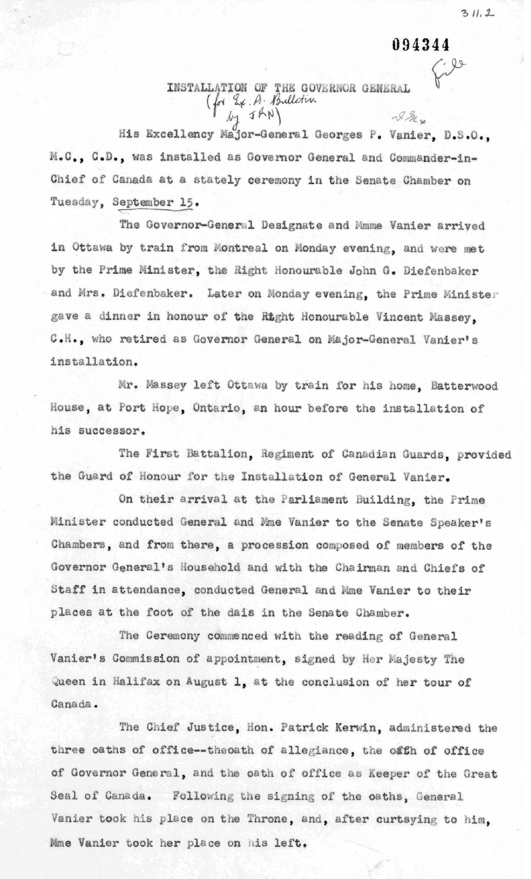311.2

094344

# INSTALLATION OF THE GOVERNOR GENERAL

(for Ex. A. Bulletin by JRN)

His Excellency Major-General Georges P. Vanier, D.S.O., M.C., C.D., was installed as Governor General and Commander-in-Chief of Canada at a stately ceremony in the Senate Chamber on Tuesday, September 15.

The Governor-General Designate and Mme Vanier arrived in Ottawa by train from Montreal on Monday evening, and were met by the Prime Minister, the Right Honourable John G. Diefenbaker and Mrs. Diefenbaker. Later on Monday evening, the Prime Minister gave a dinner in honour of the Right Honourable Vincent Massey, C.H., who retired as Governor General on Major-General Vanier's installation.

Mr. Massey left Ottawa by train for his home, Batterwood House, at Port Hope, Ontario, an hour before the installation of his successor.

The First Battalion, Regiment of Canadian Guards, provided the Guard of Honour for the Installation of General Vanier.

On their arrival at the Parliament Building, the Prime Minister conducted General and Mme Vanier to the Senate Speaker's Chambers, and from there, a procession composed of members of the Governor General's Household and with the Chairman and Chiefs of Staff in attendance, conducted General and Mme Vanier to their places at the foot of the dais in the Senate Chamber.

The Ceremony commenced with the reading of General Vanier's Commission of appointment, signed by Her Majesty The Queen in Halifax on August 1, at the conclusion of her tour of Canada.

The Chief Justice, Hon. Patrick Kerwin, administered the three oaths of office--theoath of allegiance, the oath of office of Governor General, and the oath of office as Keeper of the Great Seal of Canada. Following the signing of the oaths, General Vanier took his place on the Throne, and, after curtsying to him, Mme Vanier took her place on his left.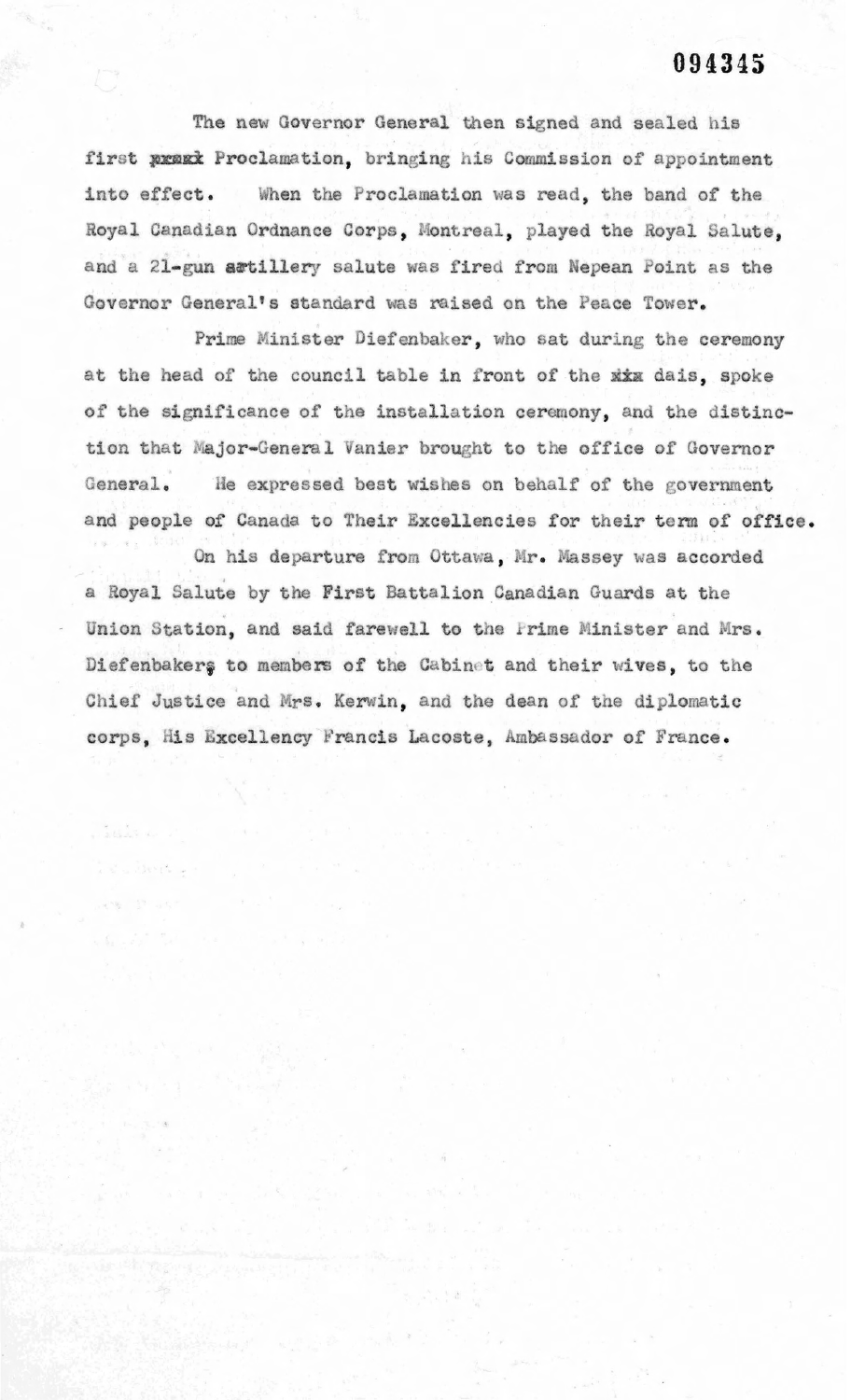The new Governor General then signed and sealed his first ~~procl~~ Proclamation, bringing his Commission of appointment into effect. When the Proclamation was read, the band of the Royal Canadian Ordnance Corps, Montreal, played the Royal Salute, and a 21-gun artillery salute was fired from Nepean Point as the Governor General's standard was raised on the Peace Tower.

Prime Minister Diefenbaker, who sat during the ceremony at the head of the council table in front of the ~~xxx~~ dais, spoke of the significance of the installation ceremony, and the distinction that Major-General Vanier brought to the office of Governor General. He expressed best wishes on behalf of the government and people of Canada to Their Excellencies for their term of office.

On his departure from Ottawa, Mr. Massey was accorded a Royal Salute by the First Battalion Canadian Guards at the Union Station, and said farewell to the Prime Minister and Mrs. Diefenbaker, to members of the Cabinet and their wives, to the Chief Justice and Mrs. Kerwin, and the dean of the diplomatic corps, His Excellency Francis Lacoste, Ambassador of France.